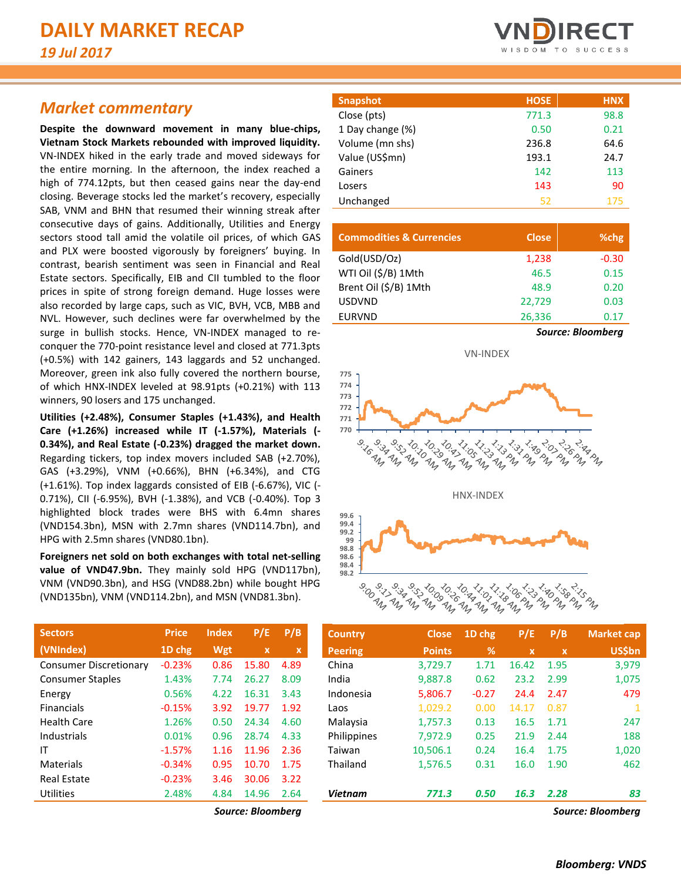# DAILY MARKET RECAP

*19 Jul 2017*

## Market commentary

**Despite the downward movement in many blue-chips, Vietnam Stock Markets rebounded with improved liquidity.** VN-INDEX hiked in the early trade and moved sideways for the entire morning. In the afternoon, the index reached a high of 774.12pts, but then ceased gains near the day-end closing. Beverage stocks led the market's recovery, especially SAB, VNM and BHN that resumed their winning streak after consecutive days of gains. Additionally, Utilities and Energy sectors stood tall amid the volatile oil prices, of which GAS and PLX were boosted vigorously by foreigners' buying. In contrast, bearish sentiment was seen in Financial and Real Estate sectors. Specifically, EIB and CII tumbled to the floor prices in spite of strong foreign demand. Huge losses were also recorded by large caps, such as VIC, BVH, VCB, MBB and NVL. However, such declines were far overwhelmed by the surge in bullish stocks. Hence, VN-INDEX managed to re-conquer the 770-point resistance level and closed at 771.3pts (+0.5%) with 142 gainers, 143 laggards and 52 unchanged. Moreover, green ink also fully covered the northern bourse, of which HNX-INDEX leveled at 98.91pts (+0.21%) with 113 winners, 90 losers and 175 unchanged.

**Utilities (+2.48%), Consumer Staples (+1.43%), and Health Care (+1.26%) increased while IT (-1.57%), Materials (-0.34%), and Real Estate (-0.23%) dragged the market down.** Regarding tickers, top index movers included SAB (+2.70%), GAS (+3.29%), VNM (+0.66%), BHN (+6.34%), and CTG (+1.61%). Top index laggards consisted of EIB (-6.67%), VIC (-0.71%), CII (-6.95%), BVH (-1.38%), and VCB (-0.40%). Top 3 highlighted block trades were BHS with 6.4mn shares (VND154.3bn), MSN with 2.7mn shares (VND114.7bn), and HPG with 2.5mn shares (VND80.1bn).

**Foreigners net sold on both exchanges with total net-selling value of VND47.9bn.** They mainly sold HPG (VND117bn), VNM (VND90.3bn), and HSG (VND88.2bn) while bought HPG (VND135bn), VNM (VND114.2bn), and MSN (VND81.3bn).

| Snapshot | HOSE | HNX |
|---|---|---|
| Close (pts) | 771.3 | 98.8 |
| 1 Day change (%) | 0.50 | 0.21 |
| Volume (mn shs) | 236.8 | 64.6 |
| Value (US$mn) | 193.1 | 24.7 |
| Gainers | 142 | 113 |
| Losers | 143 | 90 |
| Unchanged | 52 | 175 |

| Commodities & Currencies | Close | %chg |
|---|---|---|
| Gold(USD/Oz) | 1,238 | -0.30 |
| WTI Oil ($/B) 1Mth | 46.5 | 0.15 |
| Brent Oil ($/B) 1Mth | 48.9 | 0.20 |
| USDVND | 22,729 | 0.03 |
| EURVND | 26,336 | 0.17 |

*Source: Bloomberg*

VN-INDEX

HNX-INDEX

| Sectors | Price | Index | P/E | P/B |
|---|---|---|---|---|
| (VNIndex) | 1D chg | Wgt | x | x |
| Consumer Discretionary | -0.23% | 0.86 | 15.80 | 4.89 |
| Consumer Staples | 1.43% | 7.74 | 26.27 | 8.09 |
| Energy | 0.56% | 4.22 | 16.31 | 3.43 |
| Financials | -0.15% | 3.92 | 19.77 | 1.92 |
| Health Care | 1.26% | 0.50 | 24.34 | 4.60 |
| Industrials | 0.01% | 0.96 | 28.74 | 4.33 |
| IT | -1.57% | 1.16 | 11.96 | 2.36 |
| Materials | -0.34% | 0.95 | 10.70 | 1.75 |
| Real Estate | -0.23% | 3.46 | 30.06 | 3.22 |
| Utilities | 2.48% | 4.84 | 14.96 | 2.64 |

*Source: Bloomberg*

| Country | Close | 1D chg | P/E | P/B | Market cap |
|---|---|---|---|---|---|
| Peering | Points | % | x | x | US$bn |
| China | 3,729.7 | 1.71 | 16.42 | 1.95 | 3,979 |
| India | 9,887.8 | 0.62 | 23.2 | 2.99 | 1,075 |
| Indonesia | 5,806.7 | -0.27 | 24.4 | 2.47 | 479 |
| Laos | 1,029.2 | 0.00 | 14.17 | 0.87 | 1 |
| Malaysia | 1,757.3 | 0.13 | 16.5 | 1.71 | 247 |
| Philippines | 7,972.9 | 0.25 | 21.9 | 2.44 | 188 |
| Taiwan | 10,506.1 | 0.24 | 16.4 | 1.75 | 1,020 |
| Thailand | 1,576.5 | 0.31 | 16.0 | 1.90 | 462 |
| ***Vietnam*** | ***771.3*** | ***0.50*** | ***16.3*** | ***2.28*** | ***83*** |

*Source: Bloomberg*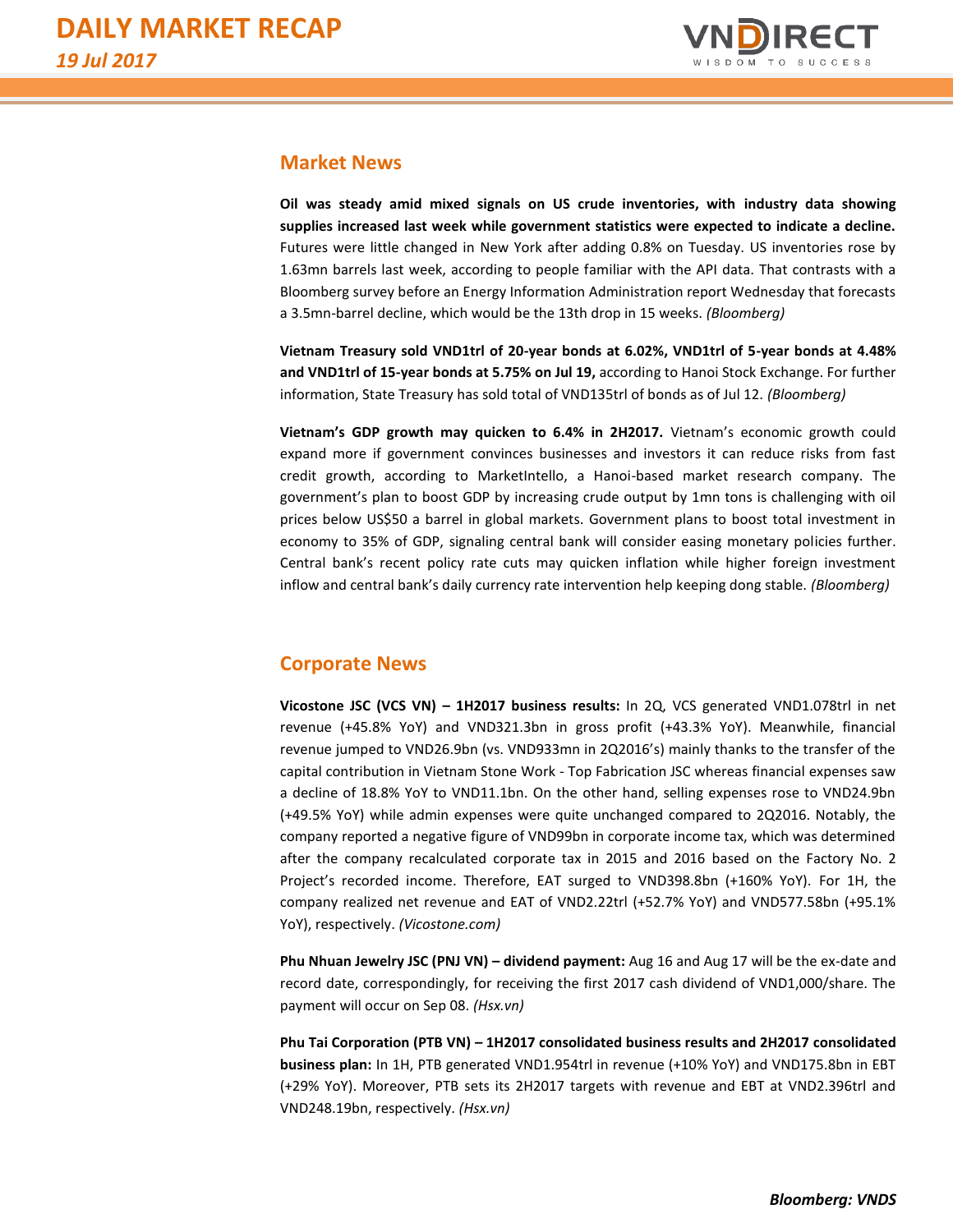## Market News

**Oil was steady amid mixed signals on US crude inventories, with industry data showing supplies increased last week while government statistics were expected to indicate a decline.** Futures were little changed in New York after adding 0.8% on Tuesday. US inventories rose by 1.63mn barrels last week, according to people familiar with the API data. That contrasts with a Bloomberg survey before an Energy Information Administration report Wednesday that forecasts a 3.5mn-barrel decline, which would be the 13th drop in 15 weeks. *(Bloomberg)*

**Vietnam Treasury sold VND1trl of 20-year bonds at 6.02%, VND1trl of 5-year bonds at 4.48% and VND1trl of 15-year bonds at 5.75% on Jul 19,** according to Hanoi Stock Exchange. For further information, State Treasury has sold total of VND135trl of bonds as of Jul 12. *(Bloomberg)*

**Vietnam's GDP growth may quicken to 6.4% in 2H2017.** Vietnam's economic growth could expand more if government convinces businesses and investors it can reduce risks from fast credit growth, according to MarketIntello, a Hanoi-based market research company. The government's plan to boost GDP by increasing crude output by 1mn tons is challenging with oil prices below US$50 a barrel in global markets. Government plans to boost total investment in economy to 35% of GDP, signaling central bank will consider easing monetary policies further. Central bank's recent policy rate cuts may quicken inflation while higher foreign investment inflow and central bank's daily currency rate intervention help keeping dong stable. *(Bloomberg)*

## Corporate News

**Vicostone JSC (VCS VN) – 1H2017 business results:** In 2Q, VCS generated VND1.078trl in net revenue (+45.8% YoY) and VND321.3bn in gross profit (+43.3% YoY). Meanwhile, financial revenue jumped to VND26.9bn (vs. VND933mn in 2Q2016's) mainly thanks to the transfer of the capital contribution in Vietnam Stone Work - Top Fabrication JSC whereas financial expenses saw a decline of 18.8% YoY to VND11.1bn. On the other hand, selling expenses rose to VND24.9bn (+49.5% YoY) while admin expenses were quite unchanged compared to 2Q2016. Notably, the company reported a negative figure of VND99bn in corporate income tax, which was determined after the company recalculated corporate tax in 2015 and 2016 based on the Factory No. 2 Project's recorded income. Therefore, EAT surged to VND398.8bn (+160% YoY). For 1H, the company realized net revenue and EAT of VND2.22trl (+52.7% YoY) and VND577.58bn (+95.1% YoY), respectively. *(Vicostone.com)*

**Phu Nhuan Jewelry JSC (PNJ VN) – dividend payment:** Aug 16 and Aug 17 will be the ex-date and record date, correspondingly, for receiving the first 2017 cash dividend of VND1,000/share. The payment will occur on Sep 08. *(Hsx.vn)*

**Phu Tai Corporation (PTB VN) – 1H2017 consolidated business results and 2H2017 consolidated business plan:** In 1H, PTB generated VND1.954trl in revenue (+10% YoY) and VND175.8bn in EBT (+29% YoY). Moreover, PTB sets its 2H2017 targets with revenue and EBT at VND2.396trl and VND248.19bn, respectively. *(Hsx.vn)*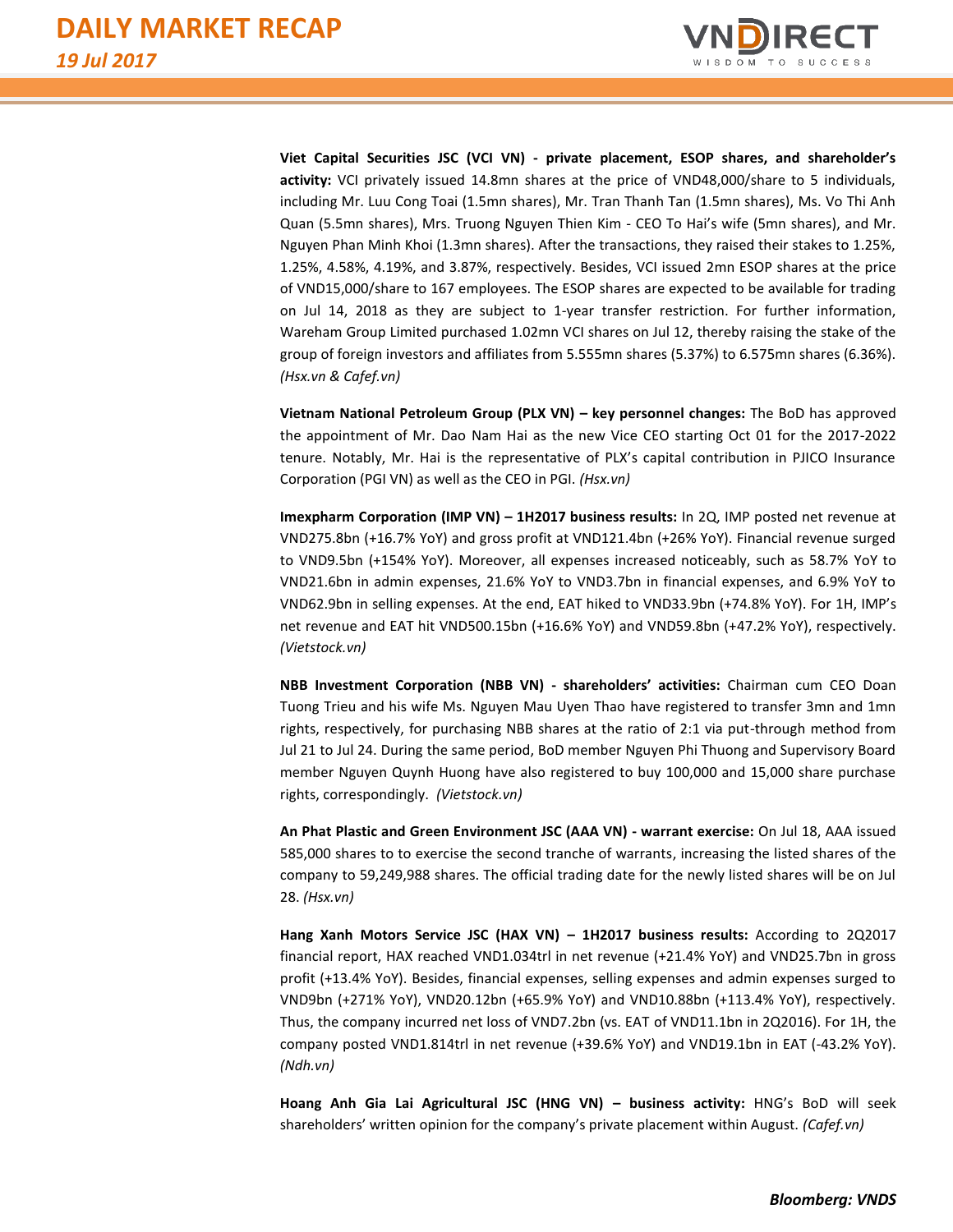**Viet Capital Securities JSC (VCI VN) - private placement, ESOP shares, and shareholder's activity:** VCI privately issued 14.8mn shares at the price of VND48,000/share to 5 individuals, including Mr. Luu Cong Toai (1.5mn shares), Mr. Tran Thanh Tan (1.5mn shares), Ms. Vo Thi Anh Quan (5.5mn shares), Mrs. Truong Nguyen Thien Kim - CEO To Hai's wife (5mn shares), and Mr. Nguyen Phan Minh Khoi (1.3mn shares). After the transactions, they raised their stakes to 1.25%, 1.25%, 4.58%, 4.19%, and 3.87%, respectively. Besides, VCI issued 2mn ESOP shares at the price of VND15,000/share to 167 employees. The ESOP shares are expected to be available for trading on Jul 14, 2018 as they are subject to 1-year transfer restriction. For further information, Wareham Group Limited purchased 1.02mn VCI shares on Jul 12, thereby raising the stake of the group of foreign investors and affiliates from 5.555mn shares (5.37%) to 6.575mn shares (6.36%). *(Hsx.vn & Cafef.vn)*

**Vietnam National Petroleum Group (PLX VN) – key personnel changes:** The BoD has approved the appointment of Mr. Dao Nam Hai as the new Vice CEO starting Oct 01 for the 2017-2022 tenure. Notably, Mr. Hai is the representative of PLX's capital contribution in PJICO Insurance Corporation (PGI VN) as well as the CEO in PGI. *(Hsx.vn)*

**Imexpharm Corporation (IMP VN) – 1H2017 business results:** In 2Q, IMP posted net revenue at VND275.8bn (+16.7% YoY) and gross profit at VND121.4bn (+26% YoY). Financial revenue surged to VND9.5bn (+154% YoY). Moreover, all expenses increased noticeably, such as 58.7% YoY to VND21.6bn in admin expenses, 21.6% YoY to VND3.7bn in financial expenses, and 6.9% YoY to VND62.9bn in selling expenses. At the end, EAT hiked to VND33.9bn (+74.8% YoY). For 1H, IMP's net revenue and EAT hit VND500.15bn (+16.6% YoY) and VND59.8bn (+47.2% YoY), respectively. *(Vietstock.vn)*

**NBB Investment Corporation (NBB VN) - shareholders' activities:** Chairman cum CEO Doan Tuong Trieu and his wife Ms. Nguyen Mau Uyen Thao have registered to transfer 3mn and 1mn rights, respectively, for purchasing NBB shares at the ratio of 2:1 via put-through method from Jul 21 to Jul 24. During the same period, BoD member Nguyen Phi Thuong and Supervisory Board member Nguyen Quynh Huong have also registered to buy 100,000 and 15,000 share purchase rights, correspondingly. *(Vietstock.vn)*

**An Phat Plastic and Green Environment JSC (AAA VN) - warrant exercise:** On Jul 18, AAA issued 585,000 shares to to exercise the second tranche of warrants, increasing the listed shares of the company to 59,249,988 shares. The official trading date for the newly listed shares will be on Jul 28. *(Hsx.vn)*

**Hang Xanh Motors Service JSC (HAX VN) – 1H2017 business results:** According to 2Q2017 financial report, HAX reached VND1.034trl in net revenue (+21.4% YoY) and VND25.7bn in gross profit (+13.4% YoY). Besides, financial expenses, selling expenses and admin expenses surged to VND9bn (+271% YoY), VND20.12bn (+65.9% YoY) and VND10.88bn (+113.4% YoY), respectively. Thus, the company incurred net loss of VND7.2bn (vs. EAT of VND11.1bn in 2Q2016). For 1H, the company posted VND1.814trl in net revenue (+39.6% YoY) and VND19.1bn in EAT (-43.2% YoY). *(Ndh.vn)*

**Hoang Anh Gia Lai Agricultural JSC (HNG VN) – business activity:** HNG's BoD will seek shareholders' written opinion for the company's private placement within August. *(Cafef.vn)*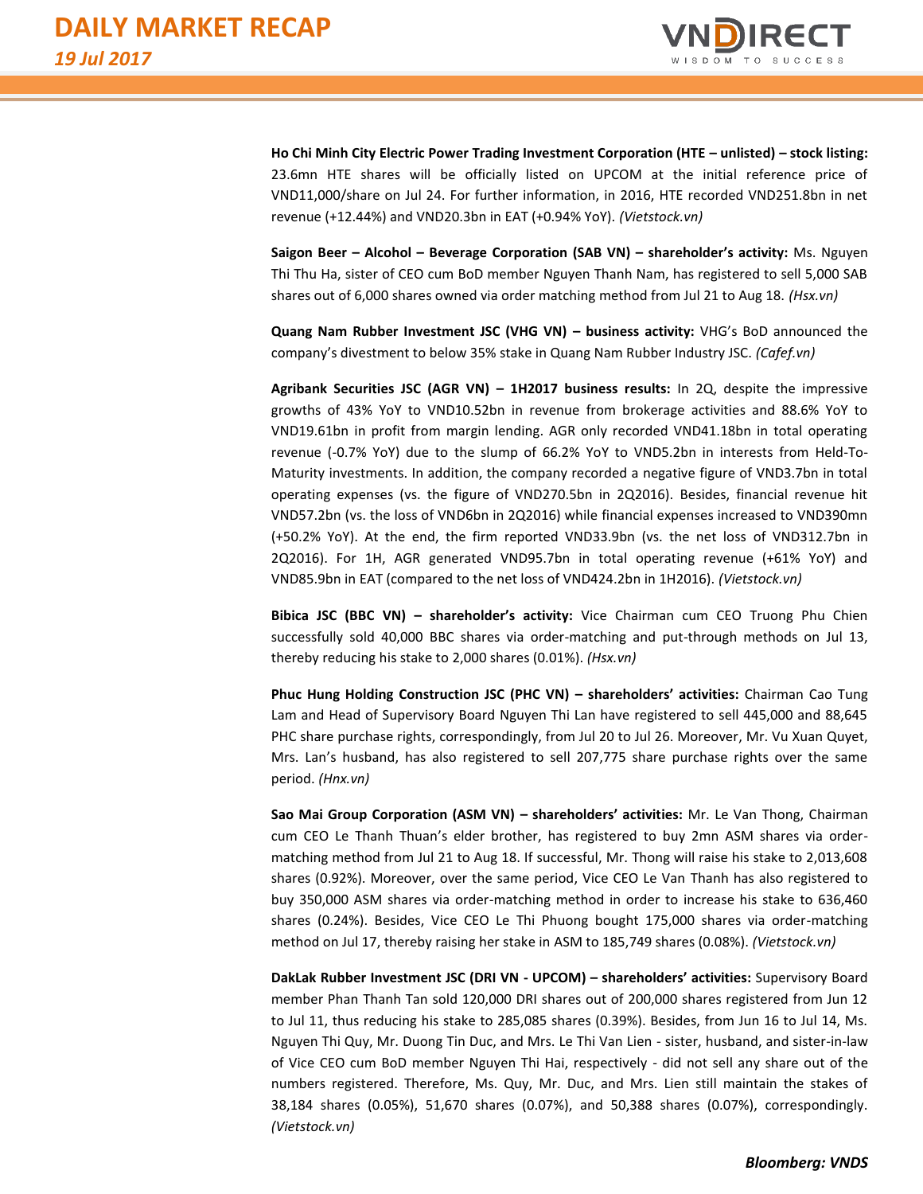**Ho Chi Minh City Electric Power Trading Investment Corporation (HTE – unlisted) – stock listing:** 23.6mn HTE shares will be officially listed on UPCOM at the initial reference price of VND11,000/share on Jul 24. For further information, in 2016, HTE recorded VND251.8bn in net revenue (+12.44%) and VND20.3bn in EAT (+0.94% YoY). *(Vietstock.vn)*

**Saigon Beer – Alcohol – Beverage Corporation (SAB VN) – shareholder's activity:** Ms. Nguyen Thi Thu Ha, sister of CEO cum BoD member Nguyen Thanh Nam, has registered to sell 5,000 SAB shares out of 6,000 shares owned via order matching method from Jul 21 to Aug 18. *(Hsx.vn)*

**Quang Nam Rubber Investment JSC (VHG VN) – business activity:** VHG's BoD announced the company's divestment to below 35% stake in Quang Nam Rubber Industry JSC. *(Cafef.vn)*

**Agribank Securities JSC (AGR VN) – 1H2017 business results:** In 2Q, despite the impressive growths of 43% YoY to VND10.52bn in revenue from brokerage activities and 88.6% YoY to VND19.61bn in profit from margin lending. AGR only recorded VND41.18bn in total operating revenue (-0.7% YoY) due to the slump of 66.2% YoY to VND5.2bn in interests from Held-To-Maturity investments. In addition, the company recorded a negative figure of VND3.7bn in total operating expenses (vs. the figure of VND270.5bn in 2Q2016). Besides, financial revenue hit VND57.2bn (vs. the loss of VND6bn in 2Q2016) while financial expenses increased to VND390mn (+50.2% YoY). At the end, the firm reported VND33.9bn (vs. the net loss of VND312.7bn in 2Q2016). For 1H, AGR generated VND95.7bn in total operating revenue (+61% YoY) and VND85.9bn in EAT (compared to the net loss of VND424.2bn in 1H2016). *(Vietstock.vn)*

**Bibica JSC (BBC VN) – shareholder's activity:** Vice Chairman cum CEO Truong Phu Chien successfully sold 40,000 BBC shares via order-matching and put-through methods on Jul 13, thereby reducing his stake to 2,000 shares (0.01%). *(Hsx.vn)*

**Phuc Hung Holding Construction JSC (PHC VN) – shareholders' activities:** Chairman Cao Tung Lam and Head of Supervisory Board Nguyen Thi Lan have registered to sell 445,000 and 88,645 PHC share purchase rights, correspondingly, from Jul 20 to Jul 26. Moreover, Mr. Vu Xuan Quyet, Mrs. Lan's husband, has also registered to sell 207,775 share purchase rights over the same period. *(Hnx.vn)*

**Sao Mai Group Corporation (ASM VN) – shareholders' activities:** Mr. Le Van Thong, Chairman cum CEO Le Thanh Thuan's elder brother, has registered to buy 2mn ASM shares via order-matching method from Jul 21 to Aug 18. If successful, Mr. Thong will raise his stake to 2,013,608 shares (0.92%). Moreover, over the same period, Vice CEO Le Van Thanh has also registered to buy 350,000 ASM shares via order-matching method in order to increase his stake to 636,460 shares (0.24%). Besides, Vice CEO Le Thi Phuong bought 175,000 shares via order-matching method on Jul 17, thereby raising her stake in ASM to 185,749 shares (0.08%). *(Vietstock.vn)*

**DakLak Rubber Investment JSC (DRI VN - UPCOM) – shareholders' activities:** Supervisory Board member Phan Thanh Tan sold 120,000 DRI shares out of 200,000 shares registered from Jun 12 to Jul 11, thus reducing his stake to 285,085 shares (0.39%). Besides, from Jun 16 to Jul 14, Ms. Nguyen Thi Quy, Mr. Duong Tin Duc, and Mrs. Le Thi Van Lien - sister, husband, and sister-in-law of Vice CEO cum BoD member Nguyen Thi Hai, respectively - did not sell any share out of the numbers registered. Therefore, Ms. Quy, Mr. Duc, and Mrs. Lien still maintain the stakes of 38,184 shares (0.05%), 51,670 shares (0.07%), and 50,388 shares (0.07%), correspondingly. *(Vietstock.vn)*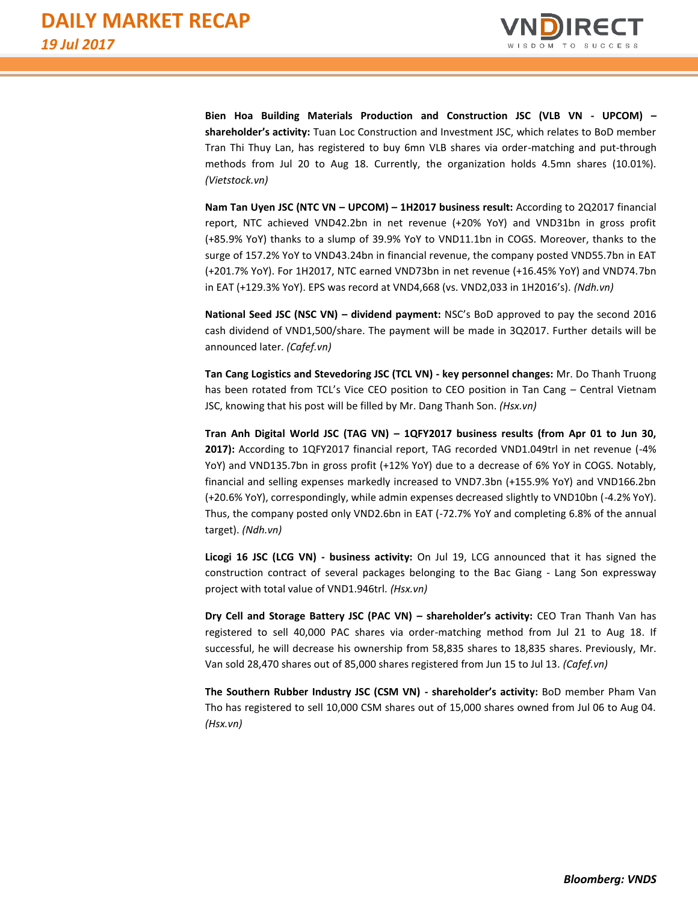**Bien Hoa Building Materials Production and Construction JSC (VLB VN - UPCOM) – shareholder's activity:** Tuan Loc Construction and Investment JSC, which relates to BoD member Tran Thi Thuy Lan, has registered to buy 6mn VLB shares via order-matching and put-through methods from Jul 20 to Aug 18. Currently, the organization holds 4.5mn shares (10.01%). *(Vietstock.vn)*

**Nam Tan Uyen JSC (NTC VN – UPCOM) – 1H2017 business result:** According to 2Q2017 financial report, NTC achieved VND42.2bn in net revenue (+20% YoY) and VND31bn in gross profit (+85.9% YoY) thanks to a slump of 39.9% YoY to VND11.1bn in COGS. Moreover, thanks to the surge of 157.2% YoY to VND43.24bn in financial revenue, the company posted VND55.7bn in EAT (+201.7% YoY). For 1H2017, NTC earned VND73bn in net revenue (+16.45% YoY) and VND74.7bn in EAT (+129.3% YoY). EPS was record at VND4,668 (vs. VND2,033 in 1H2016's). *(Ndh.vn)*

**National Seed JSC (NSC VN) – dividend payment:** NSC's BoD approved to pay the second 2016 cash dividend of VND1,500/share. The payment will be made in 3Q2017. Further details will be announced later. *(Cafef.vn)*

**Tan Cang Logistics and Stevedoring JSC (TCL VN) - key personnel changes:** Mr. Do Thanh Truong has been rotated from TCL's Vice CEO position to CEO position in Tan Cang – Central Vietnam JSC, knowing that his post will be filled by Mr. Dang Thanh Son. *(Hsx.vn)*

**Tran Anh Digital World JSC (TAG VN) – 1QFY2017 business results (from Apr 01 to Jun 30, 2017):** According to 1QFY2017 financial report, TAG recorded VND1.049trl in net revenue (-4% YoY) and VND135.7bn in gross profit (+12% YoY) due to a decrease of 6% YoY in COGS. Notably, financial and selling expenses markedly increased to VND7.3bn (+155.9% YoY) and VND166.2bn (+20.6% YoY), correspondingly, while admin expenses decreased slightly to VND10bn (-4.2% YoY). Thus, the company posted only VND2.6bn in EAT (-72.7% YoY and completing 6.8% of the annual target). *(Ndh.vn)*

**Licogi 16 JSC (LCG VN) - business activity:** On Jul 19, LCG announced that it has signed the construction contract of several packages belonging to the Bac Giang - Lang Son expressway project with total value of VND1.946trl. *(Hsx.vn)*

**Dry Cell and Storage Battery JSC (PAC VN) – shareholder's activity:** CEO Tran Thanh Van has registered to sell 40,000 PAC shares via order-matching method from Jul 21 to Aug 18. If successful, he will decrease his ownership from 58,835 shares to 18,835 shares. Previously, Mr. Van sold 28,470 shares out of 85,000 shares registered from Jun 15 to Jul 13. *(Cafef.vn)*

**The Southern Rubber Industry JSC (CSM VN) - shareholder's activity:** BoD member Pham Van Tho has registered to sell 10,000 CSM shares out of 15,000 shares owned from Jul 06 to Aug 04. *(Hsx.vn)*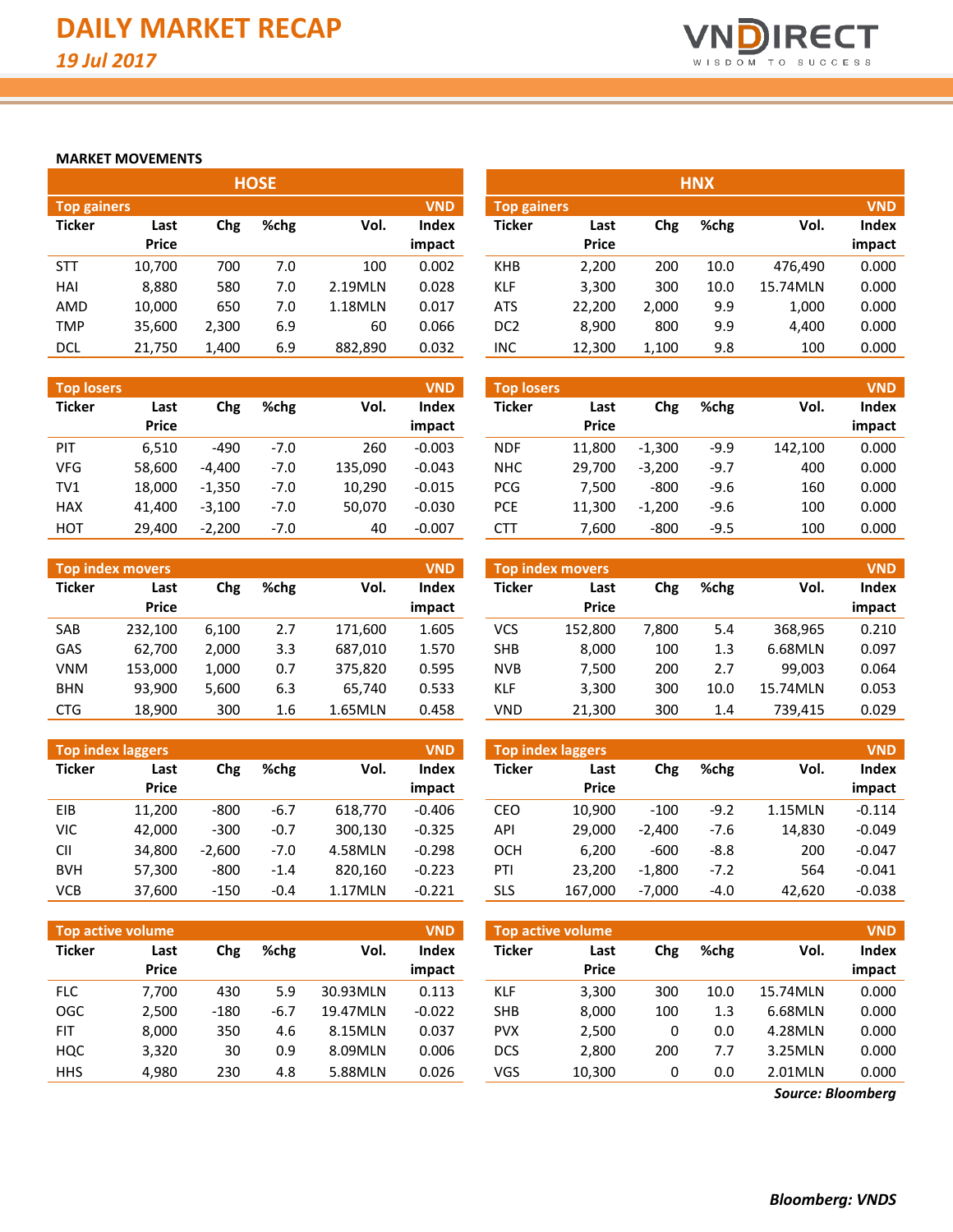# DAILY MARKET RECAP

*19 Jul 2017*

## MARKET MOVEMENTS

### HOSE

**Top gainers** (VND)

| Ticker | Last Price | Chg | %chg | Vol. | Index impact |
|---|---|---|---|---|---|
| STT | 10,700 | 700 | 7.0 | 100 | 0.002 |
| HAI | 8,880 | 580 | 7.0 | 2.19MLN | 0.028 |
| AMD | 10,000 | 650 | 7.0 | 1.18MLN | 0.017 |
| TMP | 35,600 | 2,300 | 6.9 | 60 | 0.066 |
| DCL | 21,750 | 1,400 | 6.9 | 882,890 | 0.032 |

**Top losers** (VND)

| Ticker | Last Price | Chg | %chg | Vol. | Index impact |
|---|---|---|---|---|---|
| PIT | 6,510 | -490 | -7.0 | 260 | -0.003 |
| VFG | 58,600 | -4,400 | -7.0 | 135,090 | -0.043 |
| TV1 | 18,000 | -1,350 | -7.0 | 10,290 | -0.015 |
| HAX | 41,400 | -3,100 | -7.0 | 50,070 | -0.030 |
| HOT | 29,400 | -2,200 | -7.0 | 40 | -0.007 |

**Top index movers** (VND)

| Ticker | Last Price | Chg | %chg | Vol. | Index impact |
|---|---|---|---|---|---|
| SAB | 232,100 | 6,100 | 2.7 | 171,600 | 1.605 |
| GAS | 62,700 | 2,000 | 3.3 | 687,010 | 1.570 |
| VNM | 153,000 | 1,000 | 0.7 | 375,820 | 0.595 |
| BHN | 93,900 | 5,600 | 6.3 | 65,740 | 0.533 |
| CTG | 18,900 | 300 | 1.6 | 1.65MLN | 0.458 |

**Top index laggers** (VND)

| Ticker | Last Price | Chg | %chg | Vol. | Index impact |
|---|---|---|---|---|---|
| EIB | 11,200 | -800 | -6.7 | 618,770 | -0.406 |
| VIC | 42,000 | -300 | -0.7 | 300,130 | -0.325 |
| CII | 34,800 | -2,600 | -7.0 | 4.58MLN | -0.298 |
| BVH | 57,300 | -800 | -1.4 | 820,160 | -0.223 |
| VCB | 37,600 | -150 | -0.4 | 1.17MLN | -0.221 |

**Top active volume** (VND)

| Ticker | Last Price | Chg | %chg | Vol. | Index impact |
|---|---|---|---|---|---|
| FLC | 7,700 | 430 | 5.9 | 30.93MLN | 0.113 |
| OGC | 2,500 | -180 | -6.7 | 19.47MLN | -0.022 |
| FIT | 8,000 | 350 | 4.6 | 8.15MLN | 0.037 |
| HQC | 3,320 | 30 | 0.9 | 8.09MLN | 0.006 |
| HHS | 4,980 | 230 | 4.8 | 5.88MLN | 0.026 |

### HNX

**Top gainers** (VND)

| Ticker | Last Price | Chg | %chg | Vol. | Index impact |
|---|---|---|---|---|---|
| KHB | 2,200 | 200 | 10.0 | 476,490 | 0.000 |
| KLF | 3,300 | 300 | 10.0 | 15.74MLN | 0.000 |
| ATS | 22,200 | 2,000 | 9.9 | 1,000 | 0.000 |
| DC2 | 8,900 | 800 | 9.9 | 4,400 | 0.000 |
| INC | 12,300 | 1,100 | 9.8 | 100 | 0.000 |

**Top losers** (VND)

| Ticker | Last Price | Chg | %chg | Vol. | Index impact |
|---|---|---|---|---|---|
| NDF | 11,800 | -1,300 | -9.9 | 142,100 | 0.000 |
| NHC | 29,700 | -3,200 | -9.7 | 400 | 0.000 |
| PCG | 7,500 | -800 | -9.6 | 160 | 0.000 |
| PCE | 11,300 | -1,200 | -9.6 | 100 | 0.000 |
| CTT | 7,600 | -800 | -9.5 | 100 | 0.000 |

**Top index movers** (VND)

| Ticker | Last Price | Chg | %chg | Vol. | Index impact |
|---|---|---|---|---|---|
| VCS | 152,800 | 7,800 | 5.4 | 368,965 | 0.210 |
| SHB | 8,000 | 100 | 1.3 | 6.68MLN | 0.097 |
| NVB | 7,500 | 200 | 2.7 | 99,003 | 0.064 |
| KLF | 3,300 | 300 | 10.0 | 15.74MLN | 0.053 |
| VND | 21,300 | 300 | 1.4 | 739,415 | 0.029 |

**Top index laggers** (VND)

| Ticker | Last Price | Chg | %chg | Vol. | Index impact |
|---|---|---|---|---|---|
| CEO | 10,900 | -100 | -9.2 | 1.15MLN | -0.114 |
| API | 29,000 | -2,400 | -7.6 | 14,830 | -0.049 |
| OCH | 6,200 | -600 | -8.8 | 200 | -0.047 |
| PTI | 23,200 | -1,800 | -7.2 | 564 | -0.041 |
| SLS | 167,000 | -7,000 | -4.0 | 42,620 | -0.038 |

**Top active volume** (VND)

| Ticker | Last Price | Chg | %chg | Vol. | Index impact |
|---|---|---|---|---|---|
| KLF | 3,300 | 300 | 10.0 | 15.74MLN | 0.000 |
| SHB | 8,000 | 100 | 1.3 | 6.68MLN | 0.000 |
| PVX | 2,500 | 0 | 0.0 | 4.28MLN | 0.000 |
| DCS | 2,800 | 200 | 7.7 | 3.25MLN | 0.000 |
| VGS | 10,300 | 0 | 0.0 | 2.01MLN | 0.000 |

*Source: Bloomberg*

***Bloomberg: VNDS***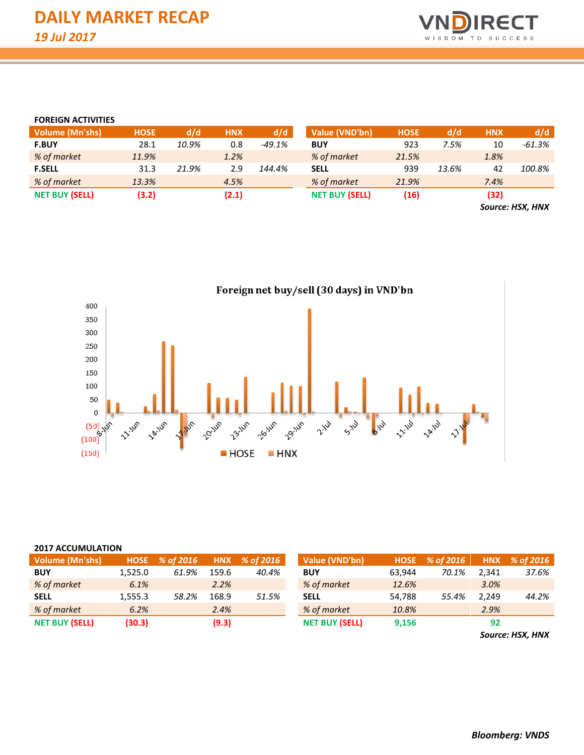## FOREIGN ACTIVITIES

| Volume (Mn'shs) | HOSE | d/d | HNX | d/d |
|---|---|---|---|---|
| **F.BUY** | 28.1 | *10.9%* | 0.8 | *-49.1%* |
| *% of market* | *11.9%* | | *1.2%* | |
| **F.SELL** | 31.3 | *21.9%* | 2.9 | *144.4%* |
| *% of market* | *13.3%* | | *4.5%* | |
| **NET BUY (SELL)** | **(3.2)** | | **(2.1)** | |

| Value (VND'bn) | HOSE | d/d | HNX | d/d |
|---|---|---|---|---|
| **BUY** | 923 | *7.5%* | 10 | *-61.3%* |
| *% of market* | *21.5%* | | *1.8%* | |
| **SELL** | 939 | *13.6%* | 42 | *100.8%* |
| *% of market* | *21.9%* | | *7.4%* | |
| **NET BUY (SELL)** | **(16)** | | **(32)** | |

***Source: HSX, HNX***

**Foreign net buy/sell (30 days) in VND'bn**

## 2017 ACCUMULATION

| Volume (Mn'shs) | HOSE | % of 2016 | HNX | % of 2016 |
|---|---|---|---|---|
| **BUY** | 1,525.0 | *61.9%* | 159.6 | *40.4%* |
| *% of market* | *6.1%* | | *2.2%* | |
| **SELL** | 1,555.3 | *58.2%* | 168.9 | *51.5%* |
| *% of market* | *6.2%* | | *2.4%* | |
| **NET BUY (SELL)** | **(30.3)** | | **(9.3)** | |

| Value (VND'bn) | HOSE | % of 2016 | HNX | % of 2016 |
|---|---|---|---|---|
| **BUY** | 63,944 | *70.1%* | 2,341 | *37.6%* |
| *% of market* | *12.6%* | | *3.0%* | |
| **SELL** | 54,788 | *55.4%* | 2,249 | *44.2%* |
| *% of market* | *10.8%* | | *2.9%* | |
| **NET BUY (SELL)** | **9,156** | | **92** | |

***Source: HSX, HNX***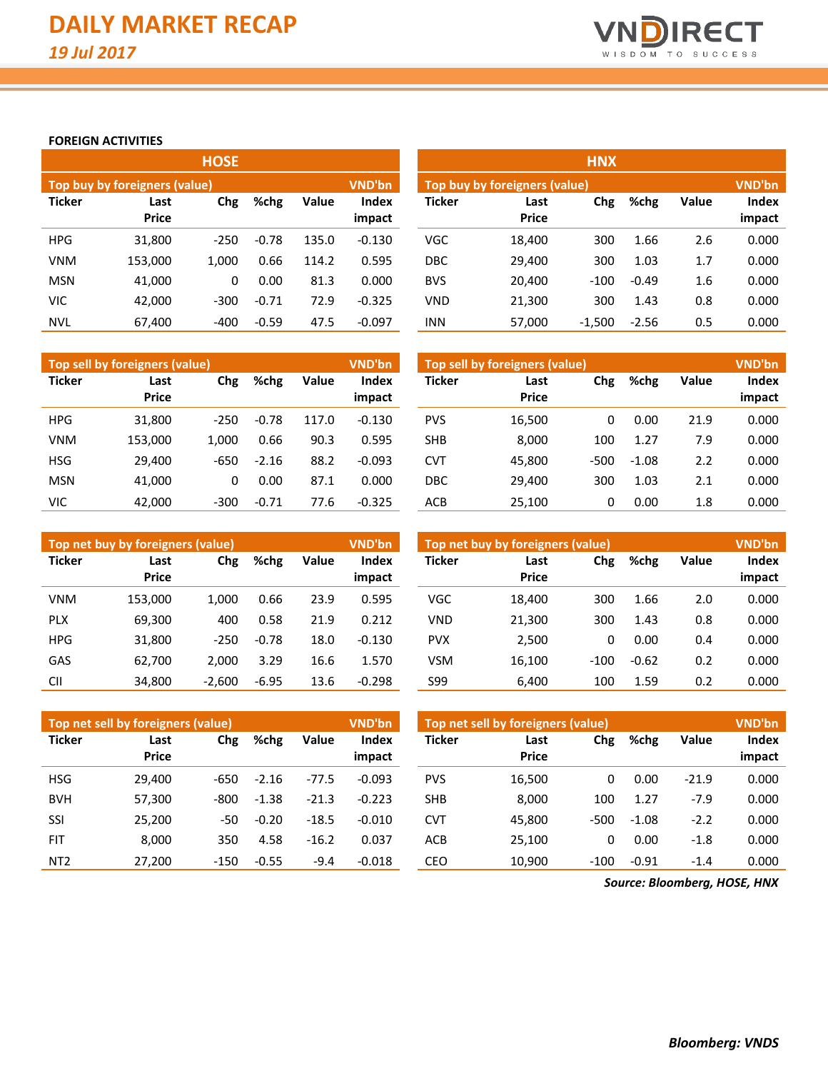# DAILY MARKET RECAP

*19 Jul 2017*

**FOREIGN ACTIVITIES**

## HOSE

**Top buy by foreigners (value)** — VND'bn

| Ticker | Last Price | Chg | %chg | Value | Index impact |
|---|---|---|---|---|---|
| HPG | 31,800 | -250 | -0.78 | 135.0 | -0.130 |
| VNM | 153,000 | 1,000 | 0.66 | 114.2 | 0.595 |
| MSN | 41,000 | 0 | 0.00 | 81.3 | 0.000 |
| VIC | 42,000 | -300 | -0.71 | 72.9 | -0.325 |
| NVL | 67,400 | -400 | -0.59 | 47.5 | -0.097 |

**Top sell by foreigners (value)** — VND'bn

| Ticker | Last Price | Chg | %chg | Value | Index impact |
|---|---|---|---|---|---|
| HPG | 31,800 | -250 | -0.78 | 117.0 | -0.130 |
| VNM | 153,000 | 1,000 | 0.66 | 90.3 | 0.595 |
| HSG | 29,400 | -650 | -2.16 | 88.2 | -0.093 |
| MSN | 41,000 | 0 | 0.00 | 87.1 | 0.000 |
| VIC | 42,000 | -300 | -0.71 | 77.6 | -0.325 |

**Top net buy by foreigners (value)** — VND'bn

| Ticker | Last Price | Chg | %chg | Value | Index impact |
|---|---|---|---|---|---|
| VNM | 153,000 | 1,000 | 0.66 | 23.9 | 0.595 |
| PLX | 69,300 | 400 | 0.58 | 21.9 | 0.212 |
| HPG | 31,800 | -250 | -0.78 | 18.0 | -0.130 |
| GAS | 62,700 | 2,000 | 3.29 | 16.6 | 1.570 |
| CII | 34,800 | -2,600 | -6.95 | 13.6 | -0.298 |

**Top net sell by foreigners (value)** — VND'bn

| Ticker | Last Price | Chg | %chg | Value | Index impact |
|---|---|---|---|---|---|
| HSG | 29,400 | -650 | -2.16 | -77.5 | -0.093 |
| BVH | 57,300 | -800 | -1.38 | -21.3 | -0.223 |
| SSI | 25,200 | -50 | -0.20 | -18.5 | -0.010 |
| FIT | 8,000 | 350 | 4.58 | -16.2 | 0.037 |
| NT2 | 27,200 | -150 | -0.55 | -9.4 | -0.018 |

## HNX

**Top buy by foreigners (value)** — VND'bn

| Ticker | Last Price | Chg | %chg | Value | Index impact |
|---|---|---|---|---|---|
| VGC | 18,400 | 300 | 1.66 | 2.6 | 0.000 |
| DBC | 29,400 | 300 | 1.03 | 1.7 | 0.000 |
| BVS | 20,400 | -100 | -0.49 | 1.6 | 0.000 |
| VND | 21,300 | 300 | 1.43 | 0.8 | 0.000 |
| INN | 57,000 | -1,500 | -2.56 | 0.5 | 0.000 |

**Top sell by foreigners (value)** — VND'bn

| Ticker | Last Price | Chg | %chg | Value | Index impact |
|---|---|---|---|---|---|
| PVS | 16,500 | 0 | 0.00 | 21.9 | 0.000 |
| SHB | 8,000 | 100 | 1.27 | 7.9 | 0.000 |
| CVT | 45,800 | -500 | -1.08 | 2.2 | 0.000 |
| DBC | 29,400 | 300 | 1.03 | 2.1 | 0.000 |
| ACB | 25,100 | 0 | 0.00 | 1.8 | 0.000 |

**Top net buy by foreigners (value)** — VND'bn

| Ticker | Last Price | Chg | %chg | Value | Index impact |
|---|---|---|---|---|---|
| VGC | 18,400 | 300 | 1.66 | 2.0 | 0.000 |
| VND | 21,300 | 300 | 1.43 | 0.8 | 0.000 |
| PVX | 2,500 | 0 | 0.00 | 0.4 | 0.000 |
| VSM | 16,100 | -100 | -0.62 | 0.2 | 0.000 |
| S99 | 6,400 | 100 | 1.59 | 0.2 | 0.000 |

**Top net sell by foreigners (value)** — VND'bn

| Ticker | Last Price | Chg | %chg | Value | Index impact |
|---|---|---|---|---|---|
| PVS | 16,500 | 0 | 0.00 | -21.9 | 0.000 |
| SHB | 8,000 | 100 | 1.27 | -7.9 | 0.000 |
| CVT | 45,800 | -500 | -1.08 | -2.2 | 0.000 |
| ACB | 25,100 | 0 | 0.00 | -1.8 | 0.000 |
| CEO | 10,900 | -100 | -0.91 | -1.4 | 0.000 |

***Source: Bloomberg, HOSE, HNX***

***Bloomberg: VNDS***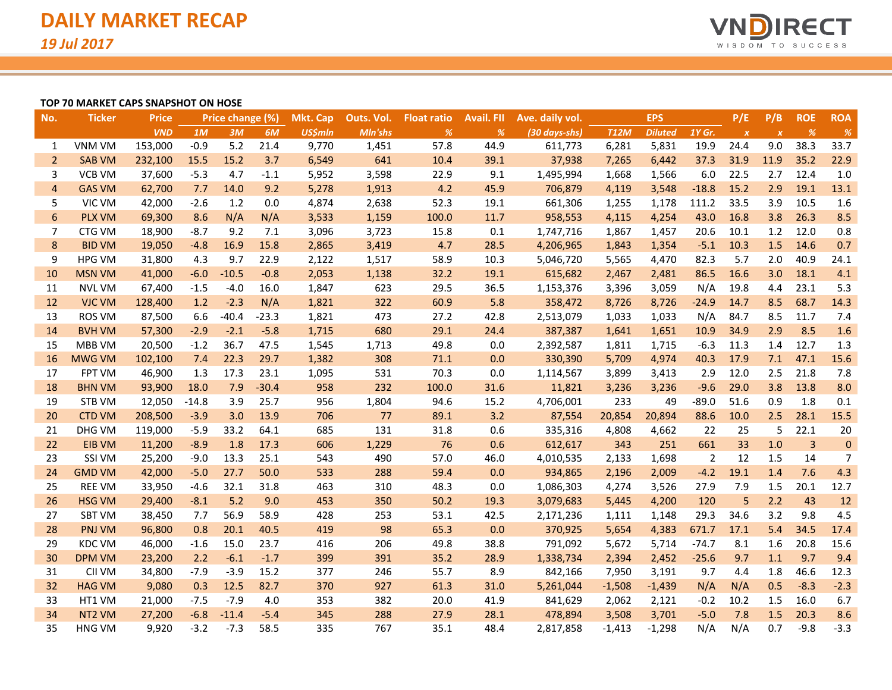# DAILY MARKET RECAP

*19 Jul 2017*

**TOP 70 MARKET CAPS SNAPSHOT ON HOSE**

| No. | Ticker | Price | Price change (%) | | | Mkt. Cap | Outs. Vol. | Float ratio | Avail. FII | Ave. daily vol. | EPS | | | P/E | P/B | ROE | ROA |
|---|---|---|---|---|---|---|---|---|---|---|---|---|---|---|---|---|---|
| | | VND | 1M | 3M | 6M | US$mln | Mln'shs | % | % | (30 days-shs) | T12M | Diluted | 1Y Gr. | x | x | % | % |
| 1 | VNM VM | 153,000 | -0.9 | 5.2 | 21.4 | 9,770 | 1,451 | 57.8 | 44.9 | 611,773 | 6,281 | 5,831 | 19.9 | 24.4 | 9.0 | 38.3 | 33.7 |
| 2 | SAB VM | 232,100 | 15.5 | 15.2 | 3.7 | 6,549 | 641 | 10.4 | 39.1 | 37,938 | 7,265 | 6,442 | 37.3 | 31.9 | 11.9 | 35.2 | 22.9 |
| 3 | VCB VM | 37,600 | -5.3 | 4.7 | -1.1 | 5,952 | 3,598 | 22.9 | 9.1 | 1,495,994 | 1,668 | 1,566 | 6.0 | 22.5 | 2.7 | 12.4 | 1.0 |
| 4 | GAS VM | 62,700 | 7.7 | 14.0 | 9.2 | 5,278 | 1,913 | 4.2 | 45.9 | 706,879 | 4,119 | 3,548 | -18.8 | 15.2 | 2.9 | 19.1 | 13.1 |
| 5 | VIC VM | 42,000 | -2.6 | 1.2 | 0.0 | 4,874 | 2,638 | 52.3 | 19.1 | 661,306 | 1,255 | 1,178 | 111.2 | 33.5 | 3.9 | 10.5 | 1.6 |
| 6 | PLX VM | 69,300 | 8.6 | N/A | N/A | 3,533 | 1,159 | 100.0 | 11.7 | 958,553 | 4,115 | 4,254 | 43.0 | 16.8 | 3.8 | 26.3 | 8.5 |
| 7 | CTG VM | 18,900 | -8.7 | 9.2 | 7.1 | 3,096 | 3,723 | 15.8 | 0.1 | 1,747,716 | 1,867 | 1,457 | 20.6 | 10.1 | 1.2 | 12.0 | 0.8 |
| 8 | BID VM | 19,050 | -4.8 | 16.9 | 15.8 | 2,865 | 3,419 | 4.7 | 28.5 | 4,206,965 | 1,843 | 1,354 | -5.1 | 10.3 | 1.5 | 14.6 | 0.7 |
| 9 | HPG VM | 31,800 | 4.3 | 9.7 | 22.9 | 2,122 | 1,517 | 58.9 | 10.3 | 5,046,720 | 5,565 | 4,470 | 82.3 | 5.7 | 2.0 | 40.9 | 24.1 |
| 10 | MSN VM | 41,000 | -6.0 | -10.5 | -0.8 | 2,053 | 1,138 | 32.2 | 19.1 | 615,682 | 2,467 | 2,481 | 86.5 | 16.6 | 3.0 | 18.1 | 4.1 |
| 11 | NVL VM | 67,400 | -1.5 | -4.0 | 16.0 | 1,847 | 623 | 29.5 | 36.5 | 1,153,376 | 3,396 | 3,059 | N/A | 19.8 | 4.4 | 23.1 | 5.3 |
| 12 | VJC VM | 128,400 | 1.2 | -2.3 | N/A | 1,821 | 322 | 60.9 | 5.8 | 358,472 | 8,726 | 8,726 | -24.9 | 14.7 | 8.5 | 68.7 | 14.3 |
| 13 | ROS VM | 87,500 | 6.6 | -40.4 | -23.3 | 1,821 | 473 | 27.2 | 42.8 | 2,513,079 | 1,033 | 1,033 | N/A | 84.7 | 8.5 | 11.7 | 7.4 |
| 14 | BVH VM | 57,300 | -2.9 | -2.1 | -5.8 | 1,715 | 680 | 29.1 | 24.4 | 387,387 | 1,641 | 1,651 | 10.9 | 34.9 | 2.9 | 8.5 | 1.6 |
| 15 | MBB VM | 20,500 | -1.2 | 36.7 | 47.5 | 1,545 | 1,713 | 49.8 | 0.0 | 2,392,587 | 1,811 | 1,715 | -6.3 | 11.3 | 1.4 | 12.7 | 1.3 |
| 16 | MWG VM | 102,100 | 7.4 | 22.3 | 29.7 | 1,382 | 308 | 71.1 | 0.0 | 330,390 | 5,709 | 4,974 | 40.3 | 17.9 | 7.1 | 47.1 | 15.6 |
| 17 | FPT VM | 46,900 | 1.3 | 17.3 | 23.1 | 1,095 | 531 | 70.3 | 0.0 | 1,114,567 | 3,899 | 3,413 | 2.9 | 12.0 | 2.5 | 21.8 | 7.8 |
| 18 | BHN VM | 93,900 | 18.0 | 7.9 | -30.4 | 958 | 232 | 100.0 | 31.6 | 11,821 | 3,236 | 3,236 | -9.6 | 29.0 | 3.8 | 13.8 | 8.0 |
| 19 | STB VM | 12,050 | -14.8 | 3.9 | 25.7 | 956 | 1,804 | 94.6 | 15.2 | 4,706,001 | 233 | 49 | -89.0 | 51.6 | 0.9 | 1.8 | 0.1 |
| 20 | CTD VM | 208,500 | -3.9 | 3.0 | 13.9 | 706 | 77 | 89.1 | 3.2 | 87,554 | 20,854 | 20,894 | 88.6 | 10.0 | 2.5 | 28.1 | 15.5 |
| 21 | DHG VM | 119,000 | -5.9 | 33.2 | 64.1 | 685 | 131 | 31.8 | 0.6 | 335,316 | 4,808 | 4,662 | 22 | 25 | 5 | 22.1 | 20 |
| 22 | EIB VM | 11,200 | -8.9 | 1.8 | 17.3 | 606 | 1,229 | 76 | 0.6 | 612,617 | 343 | 251 | 661 | 33 | 1.0 | 3 | 0 |
| 23 | SSI VM | 25,200 | -9.0 | 13.3 | 25.1 | 543 | 490 | 57.0 | 46.0 | 4,010,535 | 2,133 | 1,698 | 2 | 12 | 1.5 | 14 | 7 |
| 24 | GMD VM | 42,000 | -5.0 | 27.7 | 50.0 | 533 | 288 | 59.4 | 0.0 | 934,865 | 2,196 | 2,009 | -4.2 | 19.1 | 1.4 | 7.6 | 4.3 |
| 25 | REE VM | 33,950 | -4.6 | 32.1 | 31.8 | 463 | 310 | 48.3 | 0.0 | 1,086,303 | 4,274 | 3,526 | 27.9 | 7.9 | 1.5 | 20.1 | 12.7 |
| 26 | HSG VM | 29,400 | -8.1 | 5.2 | 9.0 | 453 | 350 | 50.2 | 19.3 | 3,079,683 | 5,445 | 4,200 | 120 | 5 | 2.2 | 43 | 12 |
| 27 | SBT VM | 38,450 | 7.7 | 56.9 | 58.9 | 428 | 253 | 53.1 | 42.5 | 2,171,236 | 1,111 | 1,148 | 29.3 | 34.6 | 3.2 | 9.8 | 4.5 |
| 28 | PNJ VM | 96,800 | 0.8 | 20.1 | 40.5 | 419 | 98 | 65.3 | 0.0 | 370,925 | 5,654 | 4,383 | 671.7 | 17.1 | 5.4 | 34.5 | 17.4 |
| 29 | KDC VM | 46,000 | -1.6 | 15.0 | 23.7 | 416 | 206 | 49.8 | 38.8 | 791,092 | 5,672 | 5,714 | -74.7 | 8.1 | 1.6 | 20.8 | 15.6 |
| 30 | DPM VM | 23,200 | 2.2 | -6.1 | -1.7 | 399 | 391 | 35.2 | 28.9 | 1,338,734 | 2,394 | 2,452 | -25.6 | 9.7 | 1.1 | 9.7 | 9.4 |
| 31 | CII VM | 34,800 | -7.9 | -3.9 | 15.2 | 377 | 246 | 55.7 | 8.9 | 842,166 | 7,950 | 3,191 | 9.7 | 4.4 | 1.8 | 46.6 | 12.3 |
| 32 | HAG VM | 9,080 | 0.3 | 12.5 | 82.7 | 370 | 927 | 61.3 | 31.0 | 5,261,044 | -1,508 | -1,439 | N/A | N/A | 0.5 | -8.3 | -2.3 |
| 33 | HT1 VM | 21,000 | -7.5 | -7.9 | 4.0 | 353 | 382 | 20.0 | 41.9 | 841,629 | 2,062 | 2,121 | -0.2 | 10.2 | 1.5 | 16.0 | 6.7 |
| 34 | NT2 VM | 27,200 | -6.8 | -11.4 | -5.4 | 345 | 288 | 27.9 | 28.1 | 478,894 | 3,508 | 3,701 | -5.0 | 7.8 | 1.5 | 20.3 | 8.6 |
| 35 | HNG VM | 9,920 | -3.2 | -7.3 | 58.5 | 335 | 767 | 35.1 | 48.4 | 2,817,858 | -1,413 | -1,298 | N/A | N/A | 0.7 | -9.8 | -3.3 |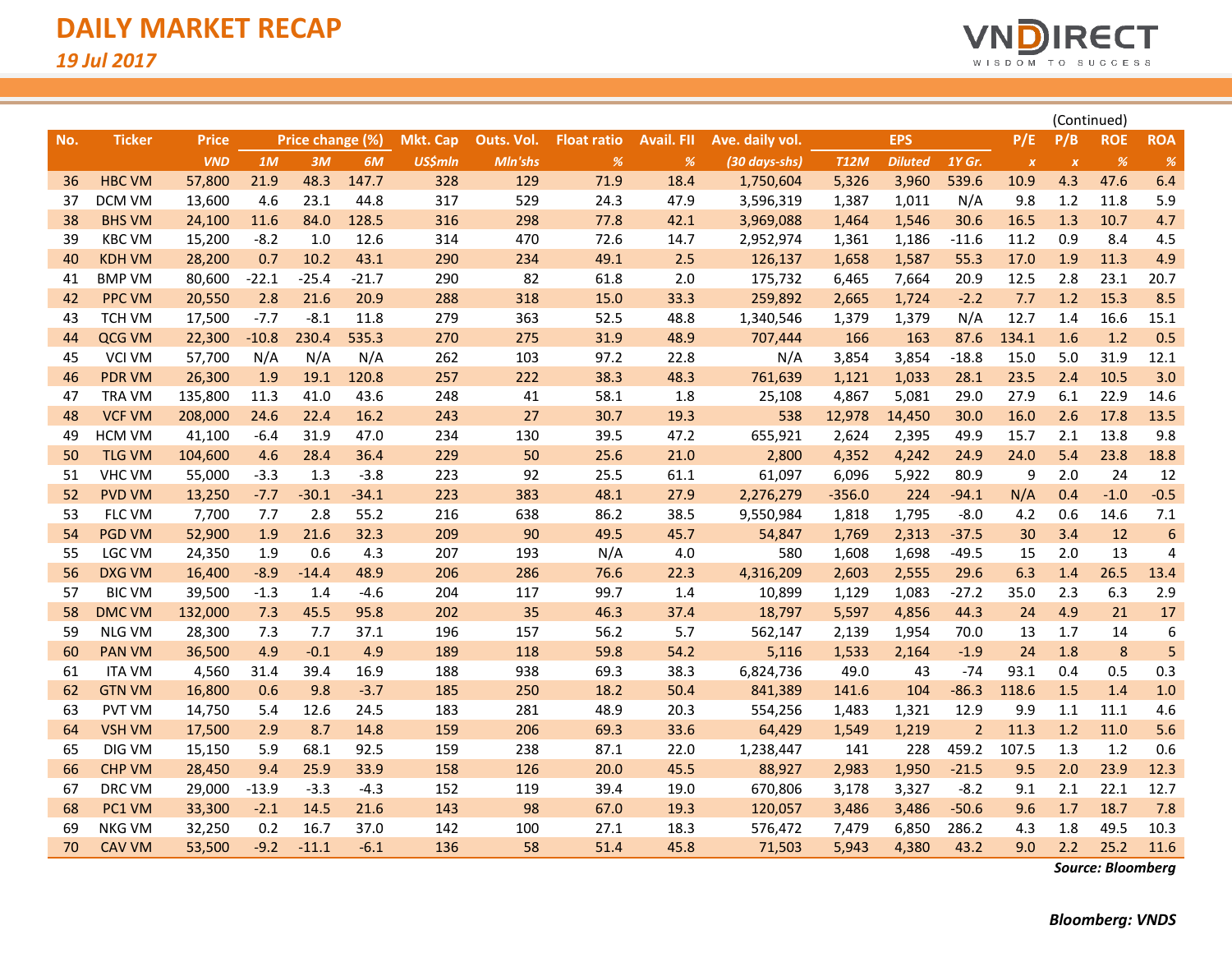# DAILY MARKET RECAP

*19 Jul 2017*

(Continued)

| No. | Ticker | Price | Price change (%) | | | Mkt. Cap | Outs. Vol. | Float ratio | Avail. FII | Ave. daily vol. | EPS | | | P/E | P/B | ROE | ROA |
|---|---|---|---|---|---|---|---|---|---|---|---|---|---|---|---|---|---|
| | | VND | 1M | 3M | 6M | US$mln | Mln'shs | % | % | (30 days-shs) | T12M | Diluted | 1Y Gr. | x | x | % | % |
| 36 | HBC VM | 57,800 | 21.9 | 48.3 | 147.7 | 328 | 129 | 71.9 | 18.4 | 1,750,604 | 5,326 | 3,960 | 539.6 | 10.9 | 4.3 | 47.6 | 6.4 |
| 37 | DCM VM | 13,600 | 4.6 | 23.1 | 44.8 | 317 | 529 | 24.3 | 47.9 | 3,596,319 | 1,387 | 1,011 | N/A | 9.8 | 1.2 | 11.8 | 5.9 |
| 38 | BHS VM | 24,100 | 11.6 | 84.0 | 128.5 | 316 | 298 | 77.8 | 42.1 | 3,969,088 | 1,464 | 1,546 | 30.6 | 16.5 | 1.3 | 10.7 | 4.7 |
| 39 | KBC VM | 15,200 | -8.2 | 1.0 | 12.6 | 314 | 470 | 72.6 | 14.7 | 2,952,974 | 1,361 | 1,186 | -11.6 | 11.2 | 0.9 | 8.4 | 4.5 |
| 40 | KDH VM | 28,200 | 0.7 | 10.2 | 43.1 | 290 | 234 | 49.1 | 2.5 | 126,137 | 1,658 | 1,587 | 55.3 | 17.0 | 1.9 | 11.3 | 4.9 |
| 41 | BMP VM | 80,600 | -22.1 | -25.4 | -21.7 | 290 | 82 | 61.8 | 2.0 | 175,732 | 6,465 | 7,664 | 20.9 | 12.5 | 2.8 | 23.1 | 20.7 |
| 42 | PPC VM | 20,550 | 2.8 | 21.6 | 20.9 | 288 | 318 | 15.0 | 33.3 | 259,892 | 2,665 | 1,724 | -2.2 | 7.7 | 1.2 | 15.3 | 8.5 |
| 43 | TCH VM | 17,500 | -7.7 | -8.1 | 11.8 | 279 | 363 | 52.5 | 48.8 | 1,340,546 | 1,379 | 1,379 | N/A | 12.7 | 1.4 | 16.6 | 15.1 |
| 44 | QCG VM | 22,300 | -10.8 | 230.4 | 535.3 | 270 | 275 | 31.9 | 48.9 | 707,444 | 166 | 163 | 87.6 | 134.1 | 1.6 | 1.2 | 0.5 |
| 45 | VCI VM | 57,700 | N/A | N/A | N/A | 262 | 103 | 97.2 | 22.8 | N/A | 3,854 | 3,854 | -18.8 | 15.0 | 5.0 | 31.9 | 12.1 |
| 46 | PDR VM | 26,300 | 1.9 | 19.1 | 120.8 | 257 | 222 | 38.3 | 48.3 | 761,639 | 1,121 | 1,033 | 28.1 | 23.5 | 2.4 | 10.5 | 3.0 |
| 47 | TRA VM | 135,800 | 11.3 | 41.0 | 43.6 | 248 | 41 | 58.1 | 1.8 | 25,108 | 4,867 | 5,081 | 29.0 | 27.9 | 6.1 | 22.9 | 14.6 |
| 48 | VCF VM | 208,000 | 24.6 | 22.4 | 16.2 | 243 | 27 | 30.7 | 19.3 | 538 | 12,978 | 14,450 | 30.0 | 16.0 | 2.6 | 17.8 | 13.5 |
| 49 | HCM VM | 41,100 | -6.4 | 31.9 | 47.0 | 234 | 130 | 39.5 | 47.2 | 655,921 | 2,624 | 2,395 | 49.9 | 15.7 | 2.1 | 13.8 | 9.8 |
| 50 | TLG VM | 104,600 | 4.6 | 28.4 | 36.4 | 229 | 50 | 25.6 | 21.0 | 2,800 | 4,352 | 4,242 | 24.9 | 24.0 | 5.4 | 23.8 | 18.8 |
| 51 | VHC VM | 55,000 | -3.3 | 1.3 | -3.8 | 223 | 92 | 25.5 | 61.1 | 61,097 | 6,096 | 5,922 | 80.9 | 9 | 2.0 | 24 | 12 |
| 52 | PVD VM | 13,250 | -7.7 | -30.1 | -34.1 | 223 | 383 | 48.1 | 27.9 | 2,276,279 | -356.0 | 224 | -94.1 | N/A | 0.4 | -1.0 | -0.5 |
| 53 | FLC VM | 7,700 | 7.7 | 2.8 | 55.2 | 216 | 638 | 86.2 | 38.5 | 9,550,984 | 1,818 | 1,795 | -8.0 | 4.2 | 0.6 | 14.6 | 7.1 |
| 54 | PGD VM | 52,900 | 1.9 | 21.6 | 32.3 | 209 | 90 | 49.5 | 45.7 | 54,847 | 1,769 | 2,313 | -37.5 | 30 | 3.4 | 12 | 6 |
| 55 | LGC VM | 24,350 | 1.9 | 0.6 | 4.3 | 207 | 193 | N/A | 4.0 | 580 | 1,608 | 1,698 | -49.5 | 15 | 2.0 | 13 | 4 |
| 56 | DXG VM | 16,400 | -8.9 | -14.4 | 48.9 | 206 | 286 | 76.6 | 22.3 | 4,316,209 | 2,603 | 2,555 | 29.6 | 6.3 | 1.4 | 26.5 | 13.4 |
| 57 | BIC VM | 39,500 | -1.3 | 1.4 | -4.6 | 204 | 117 | 99.7 | 1.4 | 10,899 | 1,129 | 1,083 | -27.2 | 35.0 | 2.3 | 6.3 | 2.9 |
| 58 | DMC VM | 132,000 | 7.3 | 45.5 | 95.8 | 202 | 35 | 46.3 | 37.4 | 18,797 | 5,597 | 4,856 | 44.3 | 24 | 4.9 | 21 | 17 |
| 59 | NLG VM | 28,300 | 7.3 | 7.7 | 37.1 | 196 | 157 | 56.2 | 5.7 | 562,147 | 2,139 | 1,954 | 70.0 | 13 | 1.7 | 14 | 6 |
| 60 | PAN VM | 36,500 | 4.9 | -0.1 | 4.9 | 189 | 118 | 59.8 | 54.2 | 5,116 | 1,533 | 2,164 | -1.9 | 24 | 1.8 | 8 | 5 |
| 61 | ITA VM | 4,560 | 31.4 | 39.4 | 16.9 | 188 | 938 | 69.3 | 38.3 | 6,824,736 | 49.0 | 43 | -74 | 93.1 | 0.4 | 0.5 | 0.3 |
| 62 | GTN VM | 16,800 | 0.6 | 9.8 | -3.7 | 185 | 250 | 18.2 | 50.4 | 841,389 | 141.6 | 104 | -86.3 | 118.6 | 1.5 | 1.4 | 1.0 |
| 63 | PVT VM | 14,750 | 5.4 | 12.6 | 24.5 | 183 | 281 | 48.9 | 20.3 | 554,256 | 1,483 | 1,321 | 12.9 | 9.9 | 1.1 | 11.1 | 4.6 |
| 64 | VSH VM | 17,500 | 2.9 | 8.7 | 14.8 | 159 | 206 | 69.3 | 33.6 | 64,429 | 1,549 | 1,219 | 2 | 11.3 | 1.2 | 11.0 | 5.6 |
| 65 | DIG VM | 15,150 | 5.9 | 68.1 | 92.5 | 159 | 238 | 87.1 | 22.0 | 1,238,447 | 141 | 228 | 459.2 | 107.5 | 1.3 | 1.2 | 0.6 |
| 66 | CHP VM | 28,450 | 9.4 | 25.9 | 33.9 | 158 | 126 | 20.0 | 45.5 | 88,927 | 2,983 | 1,950 | -21.5 | 9.5 | 2.0 | 23.9 | 12.3 |
| 67 | DRC VM | 29,000 | -13.9 | -3.3 | -4.3 | 152 | 119 | 39.4 | 19.0 | 670,806 | 3,178 | 3,327 | -8.2 | 9.1 | 2.1 | 22.1 | 12.7 |
| 68 | PC1 VM | 33,300 | -2.1 | 14.5 | 21.6 | 143 | 98 | 67.0 | 19.3 | 120,057 | 3,486 | 3,486 | -50.6 | 9.6 | 1.7 | 18.7 | 7.8 |
| 69 | NKG VM | 32,250 | 0.2 | 16.7 | 37.0 | 142 | 100 | 27.1 | 18.3 | 576,472 | 7,479 | 6,850 | 286.2 | 4.3 | 1.8 | 49.5 | 10.3 |
| 70 | CAV VM | 53,500 | -9.2 | -11.1 | -6.1 | 136 | 58 | 51.4 | 45.8 | 71,503 | 5,943 | 4,380 | 43.2 | 9.0 | 2.2 | 25.2 | 11.6 |

***Source: Bloomberg***

***Bloomberg: VNDS***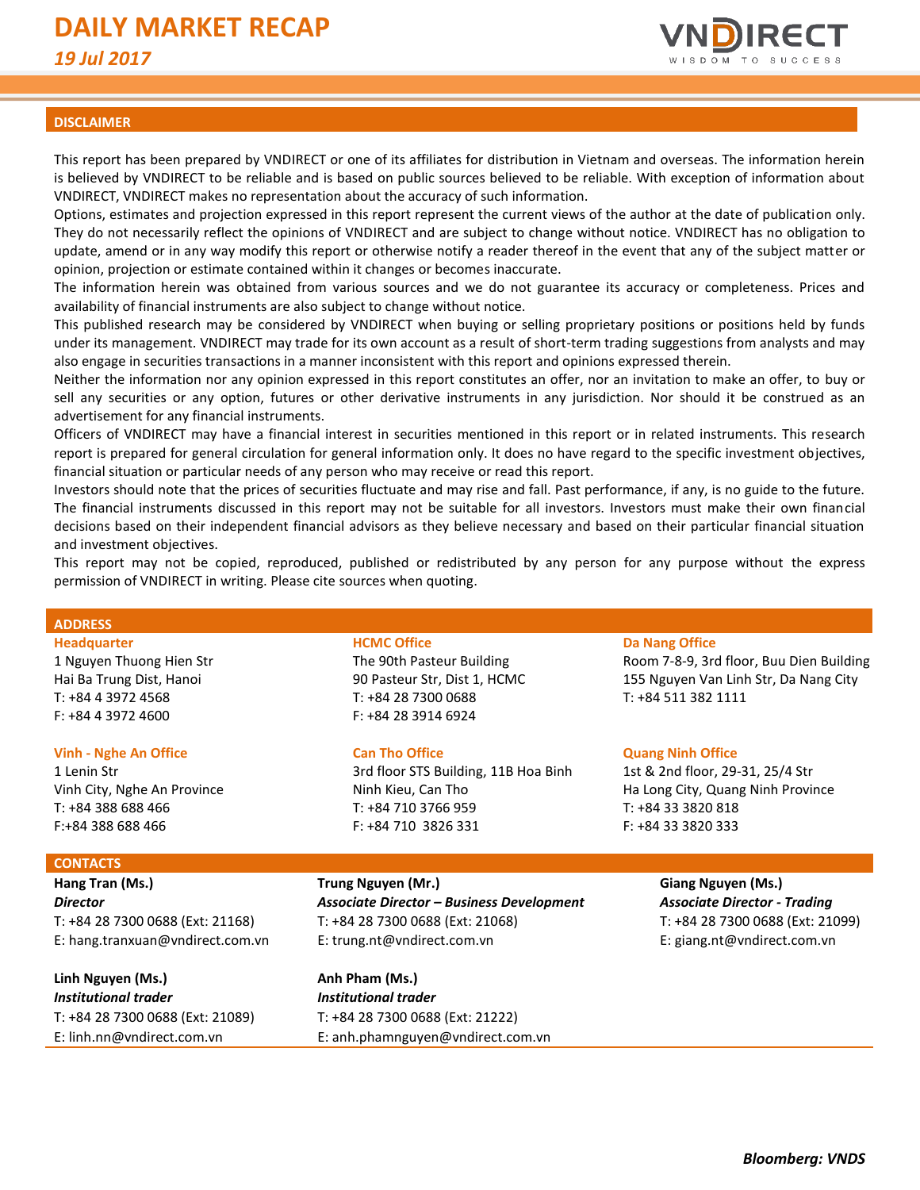# DAILY MARKET RECAP

*19 Jul 2017*

## DISCLAIMER

This report has been prepared by VNDIRECT or one of its affiliates for distribution in Vietnam and overseas. The information herein is believed by VNDIRECT to be reliable and is based on public sources believed to be reliable. With exception of information about VNDIRECT, VNDIRECT makes no representation about the accuracy of such information.

Options, estimates and projection expressed in this report represent the current views of the author at the date of publication only. They do not necessarily reflect the opinions of VNDIRECT and are subject to change without notice. VNDIRECT has no obligation to update, amend or in any way modify this report or otherwise notify a reader thereof in the event that any of the subject matter or opinion, projection or estimate contained within it changes or becomes inaccurate.

The information herein was obtained from various sources and we do not guarantee its accuracy or completeness. Prices and availability of financial instruments are also subject to change without notice.

This published research may be considered by VNDIRECT when buying or selling proprietary positions or positions held by funds under its management. VNDIRECT may trade for its own account as a result of short-term trading suggestions from analysts and may also engage in securities transactions in a manner inconsistent with this report and opinions expressed therein.

Neither the information nor any opinion expressed in this report constitutes an offer, nor an invitation to make an offer, to buy or sell any securities or any option, futures or other derivative instruments in any jurisdiction. Nor should it be construed as an advertisement for any financial instruments.

Officers of VNDIRECT may have a financial interest in securities mentioned in this report or in related instruments. This research report is prepared for general circulation for general information only. It does no have regard to the specific investment objectives, financial situation or particular needs of any person who may receive or read this report.

Investors should note that the prices of securities fluctuate and may rise and fall. Past performance, if any, is no guide to the future. The financial instruments discussed in this report may not be suitable for all investors. Investors must make their own financial decisions based on their independent financial advisors as they believe necessary and based on their particular financial situation and investment objectives.

This report may not be copied, reproduced, published or redistributed by any person for any purpose without the express permission of VNDIRECT in writing. Please cite sources when quoting.

## ADDRESS

**Headquarter**
1 Nguyen Thuong Hien Str
Hai Ba Trung Dist, Hanoi
T: +84 4 3972 4568
F: +84 4 3972 4600

**HCMC Office**
The 90th Pasteur Building
90 Pasteur Str, Dist 1, HCMC
T: +84 28 7300 0688
F: +84 28 3914 6924

**Da Nang Office**
Room 7-8-9, 3rd floor, Buu Dien Building
155 Nguyen Van Linh Str, Da Nang City
T: +84 511 382 1111

**Vinh - Nghe An Office**
1 Lenin Str
Vinh City, Nghe An Province
T: +84 388 688 466
F:+84 388 688 466

**Can Tho Office**
3rd floor STS Building, 11B Hoa Binh
Ninh Kieu, Can Tho
T: +84 710 3766 959
F: +84 710 3826 331

**Quang Ninh Office**
1st & 2nd floor, 29-31, 25/4 Str
Ha Long City, Quang Ninh Province
T: +84 33 3820 818
F: +84 33 3820 333

## CONTACTS

**Hang Tran (Ms.)**
*Director*
T: +84 28 7300 0688 (Ext: 21168)
E: hang.tranxuan@vndirect.com.vn

**Trung Nguyen (Mr.)**
*Associate Director – Business Development*
T: +84 28 7300 0688 (Ext: 21068)
E: trung.nt@vndirect.com.vn

**Giang Nguyen (Ms.)**
*Associate Director - Trading*
T: +84 28 7300 0688 (Ext: 21099)
E: giang.nt@vndirect.com.vn

**Linh Nguyen (Ms.)**
*Institutional trader*
T: +84 28 7300 0688 (Ext: 21089)
E: linh.nn@vndirect.com.vn

**Anh Pham (Ms.)**
*Institutional trader*
T: +84 28 7300 0688 (Ext: 21222)
E: anh.phamnguyen@vndirect.com.vn

***Bloomberg: VNDS***